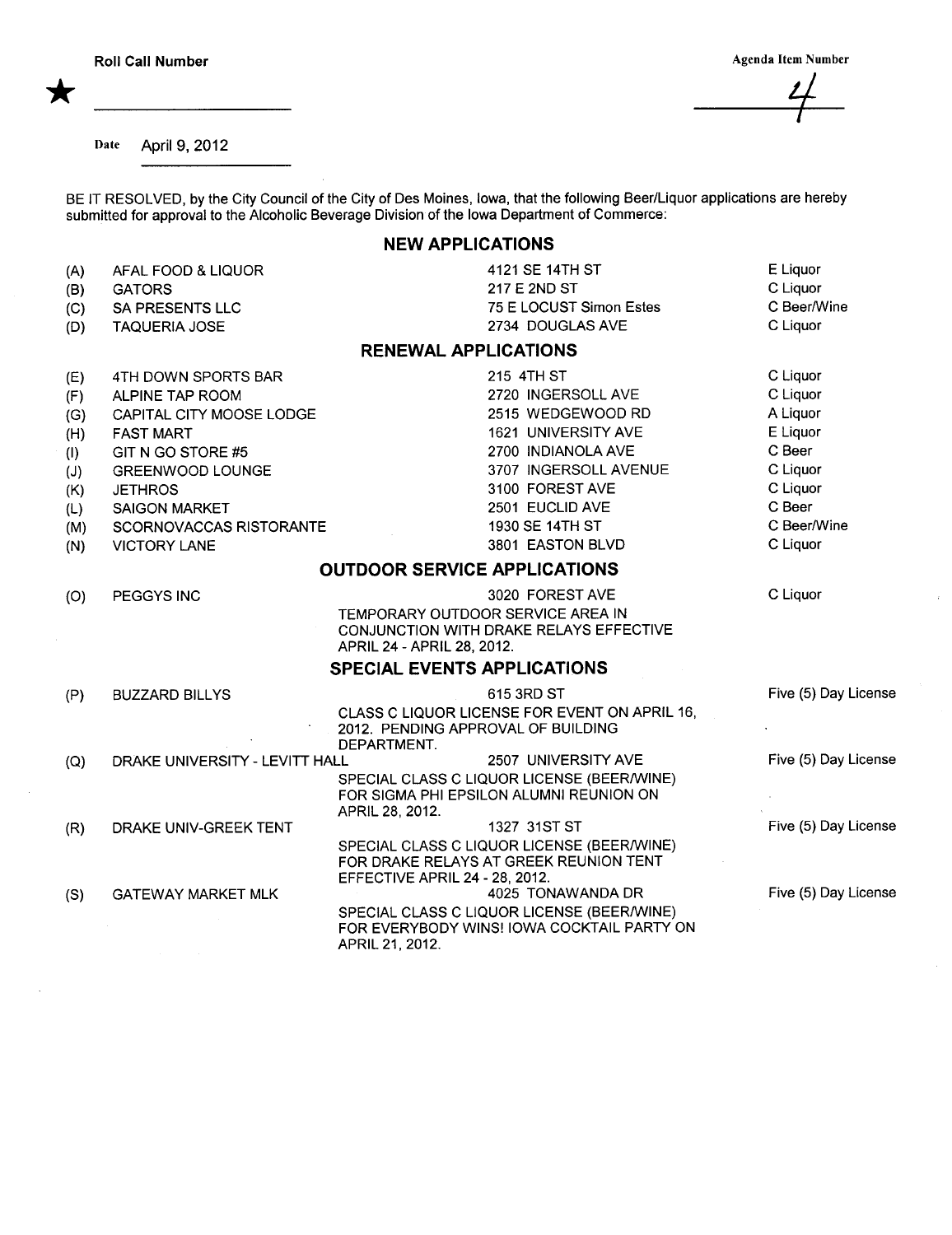Roll Call Number

★ ____________________

Agenda Item Number

4

Date April 9, 2012

BE IT RESOLVED, by the City Council of the City of Des Moines, Iowa, that the following Beer/Liquor applications are hereby submitted for approval to the Alcoholic Beverage Division of the Iowa Department of Commerce:

## NEW APPLICATIONS

| | | | |
|---|---|---|---|
| (A) | AFAL FOOD & LIQUOR | 4121 SE 14TH ST | E Liquor |
| (B) | GATORS | 217 E 2ND ST | C Liquor |
| (C) | SA PRESENTS LLC | 75 E LOCUST Simon Estes | C Beer/Wine |
| (D) | TAQUERIA JOSE | 2734 DOUGLAS AVE | C Liquor |

## RENEWAL APPLICATIONS

| | | | |
|---|---|---|---|
| (E) | 4TH DOWN SPORTS BAR | 215 4TH ST | C Liquor |
| (F) | ALPINE TAP ROOM | 2720 INGERSOLL AVE | C Liquor |
| (G) | CAPITAL CITY MOOSE LODGE | 2515 WEDGEWOOD RD | A Liquor |
| (H) | FAST MART | 1621 UNIVERSITY AVE | E Liquor |
| (I) | GIT N GO STORE #5 | 2700 INDIANOLA AVE | C Beer |
| (J) | GREENWOOD LOUNGE | 3707 INGERSOLL AVENUE | C Liquor |
| (K) | JETHROS | 3100 FOREST AVE | C Liquor |
| (L) | SAIGON MARKET | 2501 EUCLID AVE | C Beer |
| (M) | SCORNOVACCAS RISTORANTE | 1930 SE 14TH ST | C Beer/Wine |
| (N) | VICTORY LANE | 3801 EASTON BLVD | C Liquor |

## OUTDOOR SERVICE APPLICATIONS

| | | | |
|---|---|---|---|
| (O) | PEGGYS INC | 3020 FOREST AVE<br>TEMPORARY OUTDOOR SERVICE AREA IN CONJUNCTION WITH DRAKE RELAYS EFFECTIVE APRIL 24 - APRIL 28, 2012. | C Liquor |

## SPECIAL EVENTS APPLICATIONS

| | | | |
|---|---|---|---|
| (P) | BUZZARD BILLYS | 615 3RD ST<br>CLASS C LIQUOR LICENSE FOR EVENT ON APRIL 16, 2012. PENDING APPROVAL OF BUILDING DEPARTMENT. | Five (5) Day License |
| (Q) | DRAKE UNIVERSITY - LEVITT HALL | 2507 UNIVERSITY AVE<br>SPECIAL CLASS C LIQUOR LICENSE (BEER/WINE) FOR SIGMA PHI EPSILON ALUMNI REUNION ON APRIL 28, 2012. | Five (5) Day License |
| (R) | DRAKE UNIV-GREEK TENT | 1327 31ST ST<br>SPECIAL CLASS C LIQUOR LICENSE (BEER/WINE) FOR DRAKE RELAYS AT GREEK REUNION TENT EFFECTIVE APRIL 24 - 28, 2012. | Five (5) Day License |
| (S) | GATEWAY MARKET MLK | 4025 TONAWANDA DR<br>SPECIAL CLASS C LIQUOR LICENSE (BEER/WINE) FOR EVERYBODY WINS! IOWA COCKTAIL PARTY ON APRIL 21, 2012. | Five (5) Day License |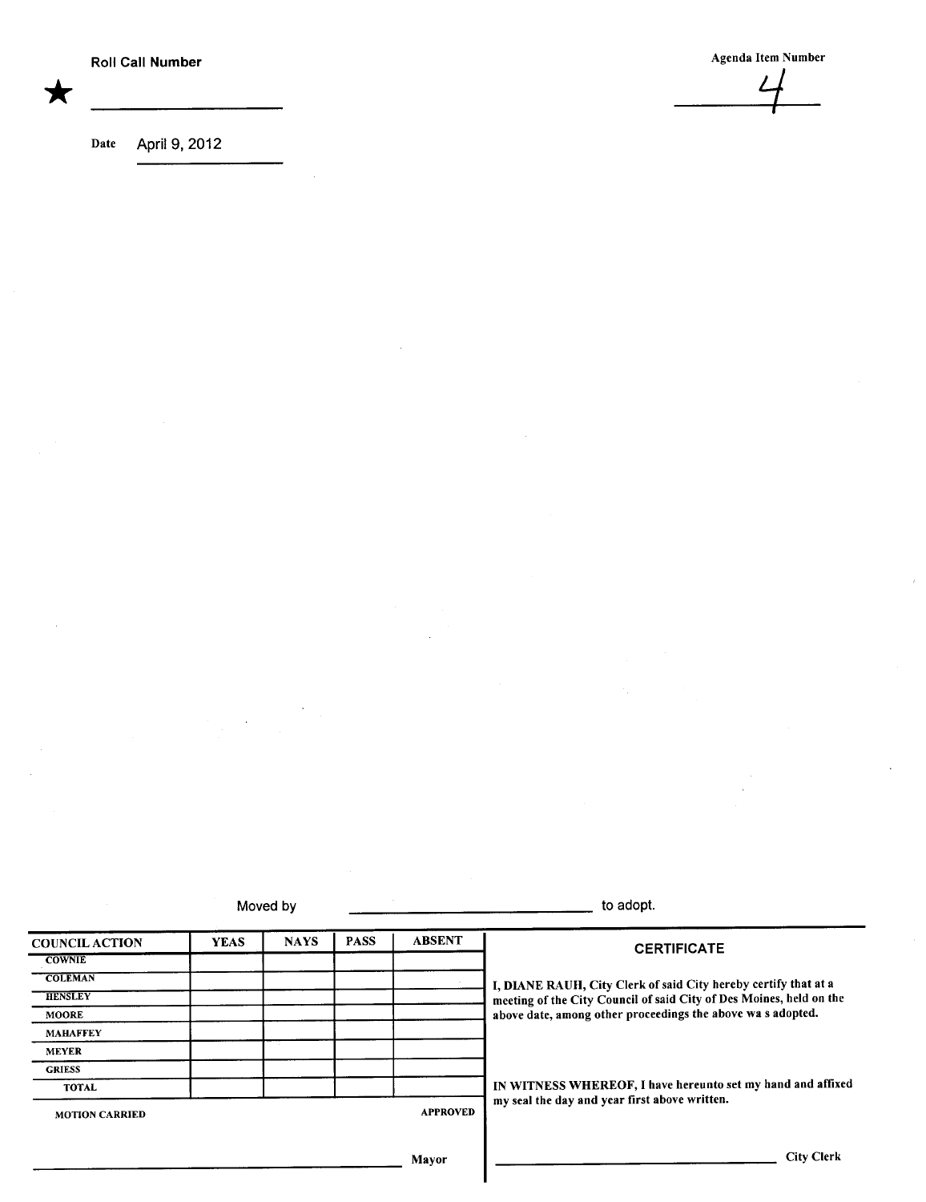Roll Call Number ★ ____________________

Agenda Item Number

4

Date April 9, 2012

Moved by ______________________________ to adopt.

| COUNCIL ACTION | YEAS | NAYS | PASS | ABSENT |
|---|---|---|---|---|
| COWNIE | | | | |
| COLEMAN | | | | |
| HENSLEY | | | | |
| MOORE | | | | |
| MAHAFFEY | | | | |
| MEYER | | | | |
| GRIESS | | | | |
| TOTAL | | | | |

MOTION CARRIED APPROVED

______________________________ Mayor

**CERTIFICATE**

**I, DIANE RAUH, City Clerk of said City hereby certify that at a meeting of the City Council of said City of Des Moines, held on the above date, among other proceedings the above wa s adopted.**

**IN WITNESS WHEREOF, I have hereunto set my hand and affixed my seal the day and year first above written.**

______________________________ City Clerk